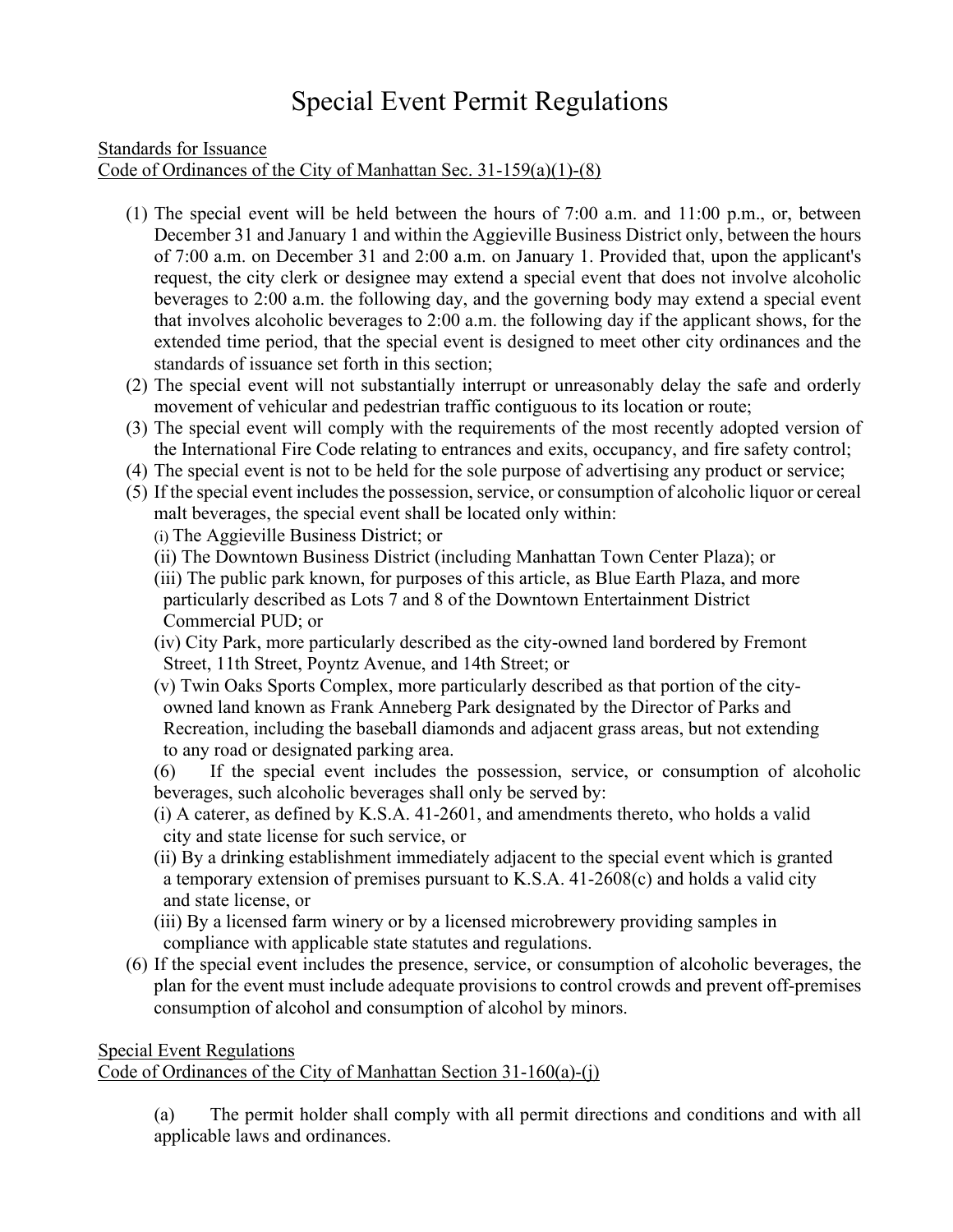# Special Event Permit Regulations

Standards for Issuance
Code of Ordinances of the City of Manhattan Sec. 31-159(a)(1)-(8)

(1) The special event will be held between the hours of 7:00 a.m. and 11:00 p.m., or, between December 31 and January 1 and within the Aggieville Business District only, between the hours of 7:00 a.m. on December 31 and 2:00 a.m. on January 1. Provided that, upon the applicant's request, the city clerk or designee may extend a special event that does not involve alcoholic beverages to 2:00 a.m. the following day, and the governing body may extend a special event that involves alcoholic beverages to 2:00 a.m. the following day if the applicant shows, for the extended time period, that the special event is designed to meet other city ordinances and the standards of issuance set forth in this section;

(2) The special event will not substantially interrupt or unreasonably delay the safe and orderly movement of vehicular and pedestrian traffic contiguous to its location or route;

(3) The special event will comply with the requirements of the most recently adopted version of the International Fire Code relating to entrances and exits, occupancy, and fire safety control;

(4) The special event is not to be held for the sole purpose of advertising any product or service;

(5) If the special event includes the possession, service, or consumption of alcoholic liquor or cereal malt beverages, the special event shall be located only within:
   (i) The Aggieville Business District; or
   (ii) The Downtown Business District (including Manhattan Town Center Plaza); or
   (iii) The public park known, for purposes of this article, as Blue Earth Plaza, and more particularly described as Lots 7 and 8 of the Downtown Entertainment District Commercial PUD; or
   (iv) City Park, more particularly described as the city-owned land bordered by Fremont Street, 11th Street, Poyntz Avenue, and 14th Street; or
   (v) Twin Oaks Sports Complex, more particularly described as that portion of the city-owned land known as Frank Anneberg Park designated by the Director of Parks and Recreation, including the baseball diamonds and adjacent grass areas, but not extending to any road or designated parking area.

   (6) If the special event includes the possession, service, or consumption of alcoholic beverages, such alcoholic beverages shall only be served by:
   (i) A caterer, as defined by K.S.A. 41-2601, and amendments thereto, who holds a valid city and state license for such service, or
   (ii) By a drinking establishment immediately adjacent to the special event which is granted a temporary extension of premises pursuant to K.S.A. 41-2608(c) and holds a valid city and state license, or
   (iii) By a licensed farm winery or by a licensed microbrewery providing samples in compliance with applicable state statutes and regulations.

(6) If the special event includes the presence, service, or consumption of alcoholic beverages, the plan for the event must include adequate provisions to control crowds and prevent off-premises consumption of alcohol and consumption of alcohol by minors.

Special Event Regulations
Code of Ordinances of the City of Manhattan Section 31-160(a)-(j)

(a) The permit holder shall comply with all permit directions and conditions and with all applicable laws and ordinances.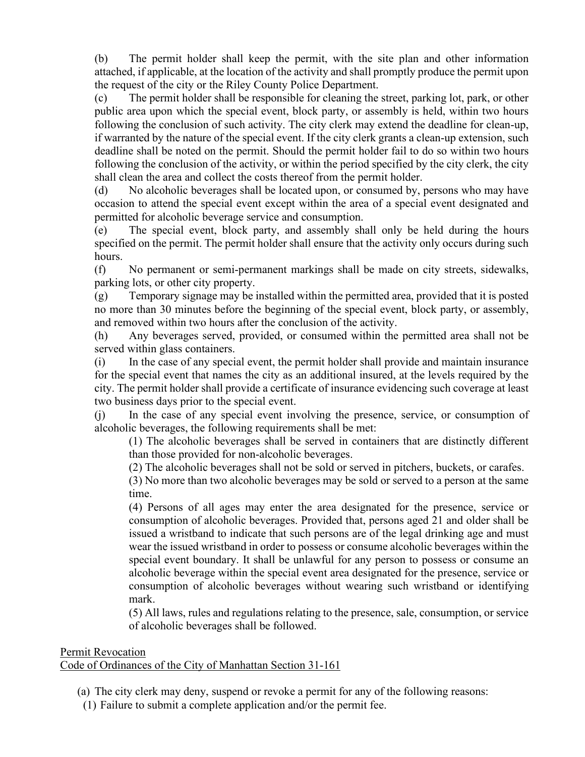(b) The permit holder shall keep the permit, with the site plan and other information attached, if applicable, at the location of the activity and shall promptly produce the permit upon the request of the city or the Riley County Police Department.

(c) The permit holder shall be responsible for cleaning the street, parking lot, park, or other public area upon which the special event, block party, or assembly is held, within two hours following the conclusion of such activity. The city clerk may extend the deadline for clean-up, if warranted by the nature of the special event. If the city clerk grants a clean-up extension, such deadline shall be noted on the permit. Should the permit holder fail to do so within two hours following the conclusion of the activity, or within the period specified by the city clerk, the city shall clean the area and collect the costs thereof from the permit holder.

(d) No alcoholic beverages shall be located upon, or consumed by, persons who may have occasion to attend the special event except within the area of a special event designated and permitted for alcoholic beverage service and consumption.

(e) The special event, block party, and assembly shall only be held during the hours specified on the permit. The permit holder shall ensure that the activity only occurs during such hours.

(f) No permanent or semi-permanent markings shall be made on city streets, sidewalks, parking lots, or other city property.

(g) Temporary signage may be installed within the permitted area, provided that it is posted no more than 30 minutes before the beginning of the special event, block party, or assembly, and removed within two hours after the conclusion of the activity.

(h) Any beverages served, provided, or consumed within the permitted area shall not be served within glass containers.

(i) In the case of any special event, the permit holder shall provide and maintain insurance for the special event that names the city as an additional insured, at the levels required by the city. The permit holder shall provide a certificate of insurance evidencing such coverage at least two business days prior to the special event.

(j) In the case of any special event involving the presence, service, or consumption of alcoholic beverages, the following requirements shall be met:

(1) The alcoholic beverages shall be served in containers that are distinctly different than those provided for non-alcoholic beverages.

(2) The alcoholic beverages shall not be sold or served in pitchers, buckets, or carafes.

(3) No more than two alcoholic beverages may be sold or served to a person at the same time.

(4) Persons of all ages may enter the area designated for the presence, service or consumption of alcoholic beverages. Provided that, persons aged 21 and older shall be issued a wristband to indicate that such persons are of the legal drinking age and must wear the issued wristband in order to possess or consume alcoholic beverages within the special event boundary. It shall be unlawful for any person to possess or consume an alcoholic beverage within the special event area designated for the presence, service or consumption of alcoholic beverages without wearing such wristband or identifying mark.

(5) All laws, rules and regulations relating to the presence, sale, consumption, or service of alcoholic beverages shall be followed.

Permit Revocation
Code of Ordinances of the City of Manhattan Section 31-161

(a) The city clerk may deny, suspend or revoke a permit for any of the following reasons:

(1) Failure to submit a complete application and/or the permit fee.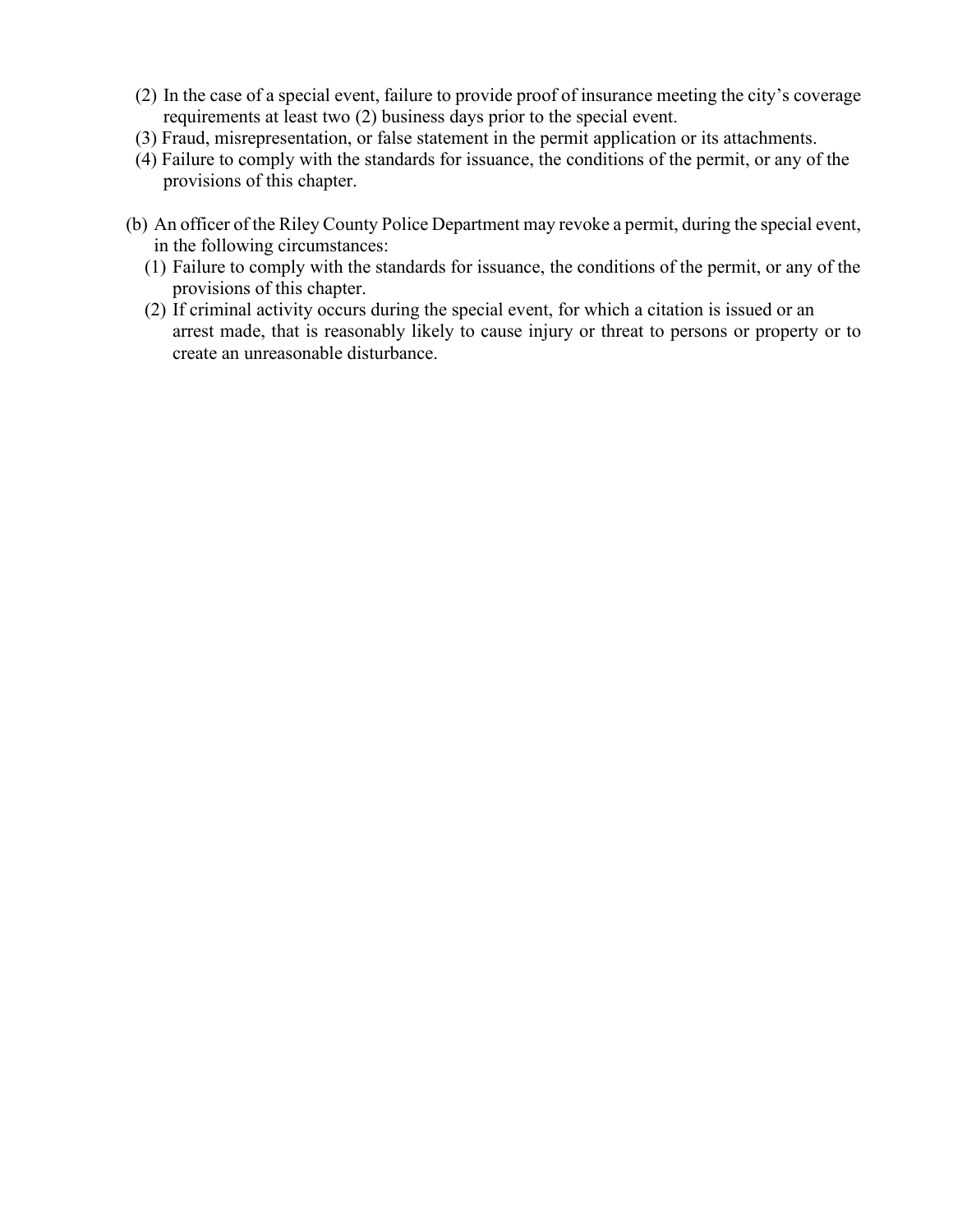(2) In the case of a special event, failure to provide proof of insurance meeting the city's coverage requirements at least two (2) business days prior to the special event.

(3) Fraud, misrepresentation, or false statement in the permit application or its attachments.

(4) Failure to comply with the standards for issuance, the conditions of the permit, or any of the provisions of this chapter.

(b) An officer of the Riley County Police Department may revoke a permit, during the special event, in the following circumstances:

(1) Failure to comply with the standards for issuance, the conditions of the permit, or any of the provisions of this chapter.

(2) If criminal activity occurs during the special event, for which a citation is issued or an arrest made, that is reasonably likely to cause injury or threat to persons or property or to create an unreasonable disturbance.